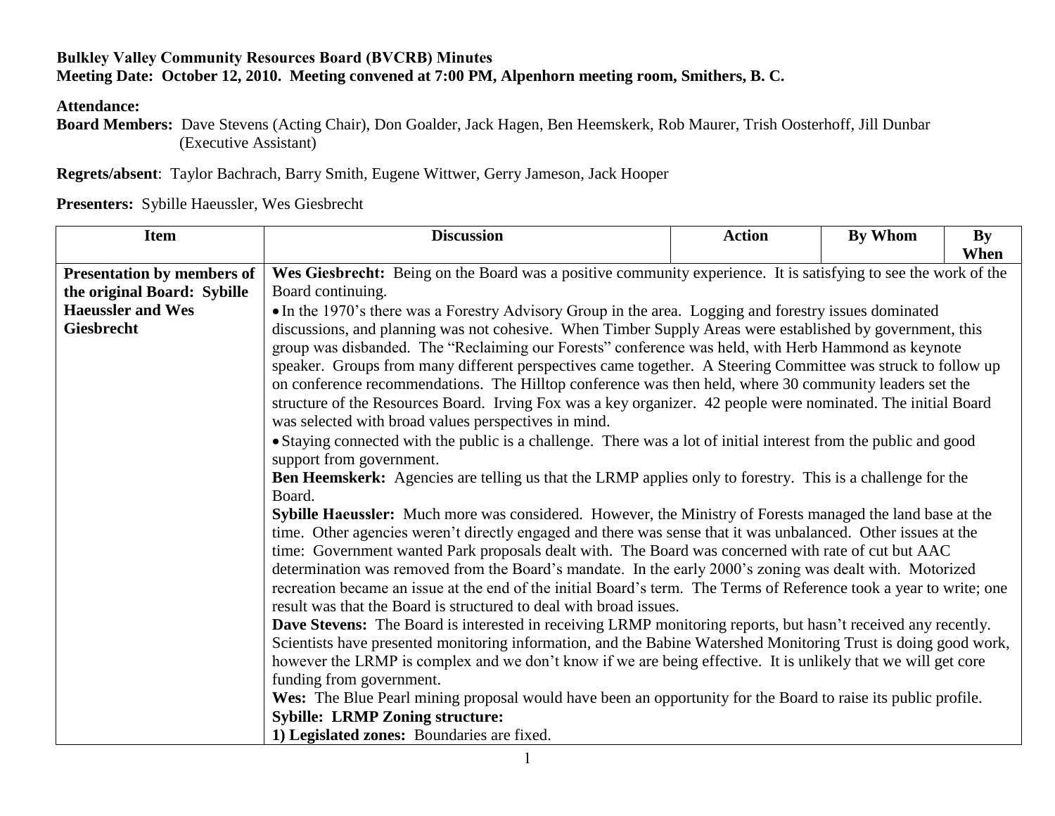**Bulkley Valley Community Resources Board (BVCRB) Minutes**
**Meeting Date: October 12, 2010. Meeting convened at 7:00 PM, Alpenhorn meeting room, Smithers, B. C.**

**Attendance:**
**Board Members:** Dave Stevens (Acting Chair), Don Goalder, Jack Hagen, Ben Heemskerk, Rob Maurer, Trish Oosterhoff, Jill Dunbar (Executive Assistant)

**Regrets/absent**: Taylor Bachrach, Barry Smith, Eugene Wittwer, Gerry Jameson, Jack Hooper

**Presenters:** Sybille Haeussler, Wes Giesbrecht

| Item | Discussion | Action | By Whom | By When |
|---|---|---|---|---|
| **Presentation by members of the original Board: Sybille Haeussler and Wes Giesbrecht** | **Wes Giesbrecht:** Being on the Board was a positive community experience. It is satisfying to see the work of the Board continuing.<br>• In the 1970's there was a Forestry Advisory Group in the area. Logging and forestry issues dominated discussions, and planning was not cohesive. When Timber Supply Areas were established by government, this group was disbanded. The "Reclaiming our Forests" conference was held, with Herb Hammond as keynote speaker. Groups from many different perspectives came together. A Steering Committee was struck to follow up on conference recommendations. The Hilltop conference was then held, where 30 community leaders set the structure of the Resources Board. Irving Fox was a key organizer. 42 people were nominated. The initial Board was selected with broad values perspectives in mind.<br>• Staying connected with the public is a challenge. There was a lot of initial interest from the public and good support from government.<br>**Ben Heemskerk:** Agencies are telling us that the LRMP applies only to forestry. This is a challenge for the Board.<br>**Sybille Haeussler:** Much more was considered. However, the Ministry of Forests managed the land base at the time. Other agencies weren't directly engaged and there was sense that it was unbalanced. Other issues at the time: Government wanted Park proposals dealt with. The Board was concerned with rate of cut but AAC determination was removed from the Board's mandate. In the early 2000's zoning was dealt with. Motorized recreation became an issue at the end of the initial Board's term. The Terms of Reference took a year to write; one result was that the Board is structured to deal with broad issues.<br>**Dave Stevens:** The Board is interested in receiving LRMP monitoring reports, but hasn't received any recently. Scientists have presented monitoring information, and the Babine Watershed Monitoring Trust is doing good work, however the LRMP is complex and we don't know if we are being effective. It is unlikely that we will get core funding from government.<br>**Wes:** The Blue Pearl mining proposal would have been an opportunity for the Board to raise its public profile.<br>**Sybille: LRMP Zoning structure:**<br>**1) Legislated zones:** Boundaries are fixed. | | | |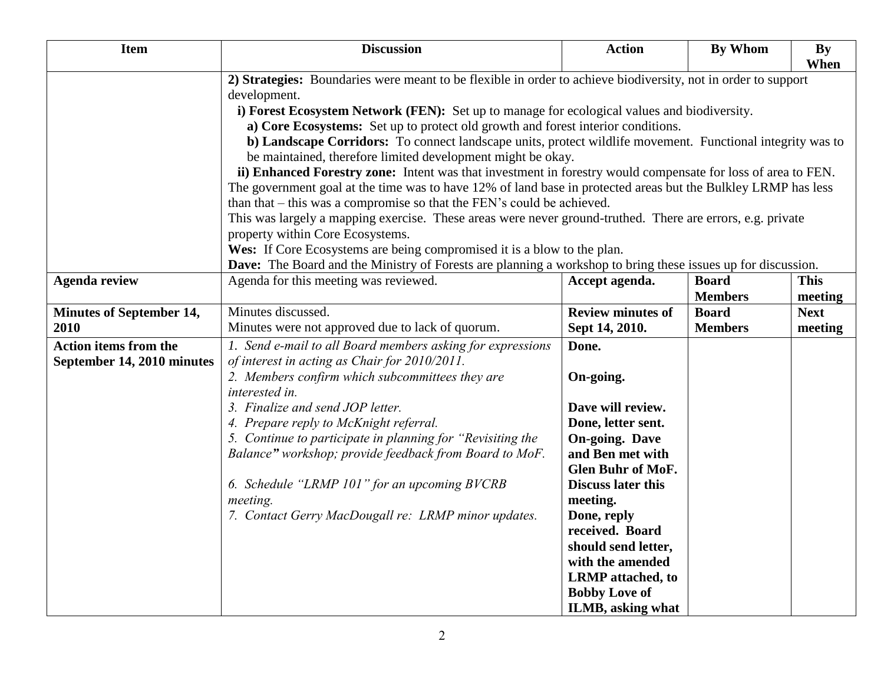| Item | Discussion | Action | By Whom | By When |
|---|---|---|---|---|
| | **2) Strategies:** Boundaries were meant to be flexible in order to achieve biodiversity, not in order to support development.<br>**i) Forest Ecosystem Network (FEN):** Set up to manage for ecological values and biodiversity.<br>**a) Core Ecosystems:** Set up to protect old growth and forest interior conditions.<br>**b) Landscape Corridors:** To connect landscape units, protect wildlife movement. Functional integrity was to be maintained, therefore limited development might be okay.<br>**ii) Enhanced Forestry zone:** Intent was that investment in forestry would compensate for loss of area to FEN.<br>The government goal at the time was to have 12% of land base in protected areas but the Bulkley LRMP has less than that – this was a compromise so that the FEN's could be achieved.<br>This was largely a mapping exercise. These areas were never ground-truthed. There are errors, e.g. private property within Core Ecosystems.<br>**Wes:** If Core Ecosystems are being compromised it is a blow to the plan.<br>**Dave:** The Board and the Ministry of Forests are planning a workshop to bring these issues up for discussion. | | | |
| **Agenda review** | Agenda for this meeting was reviewed. | **Accept agenda.** | **Board Members** | **This meeting** |
| **Minutes of September 14, 2010** | Minutes discussed.<br>Minutes were not approved due to lack of quorum. | **Review minutes of Sept 14, 2010.** | **Board Members** | **Next meeting** |
| **Action items from the September 14, 2010 minutes** | *1. Send e-mail to all Board members asking for expressions of interest in acting as Chair for 2010/2011.*<br>*2. Members confirm which subcommittees they are interested in.*<br>*3. Finalize and send JOP letter.*<br>*4. Prepare reply to McKnight referral.*<br>*5. Continue to participate in planning for "Revisiting the Balance" workshop; provide feedback from Board to MoF.*<br>*6. Schedule "LRMP 101" for an upcoming BVCRB meeting.*<br>*7. Contact Gerry MacDougall re: LRMP minor updates.* | **Done.**<br>**On-going.**<br>**Dave will review.**<br>**Done, letter sent.**<br>**On-going. Dave and Ben met with Glen Buhr of MoF.**<br>**Discuss later this meeting.**<br>**Done, reply received. Board should send letter, with the amended LRMP attached, to Bobby Love of ILMB, asking what** | | |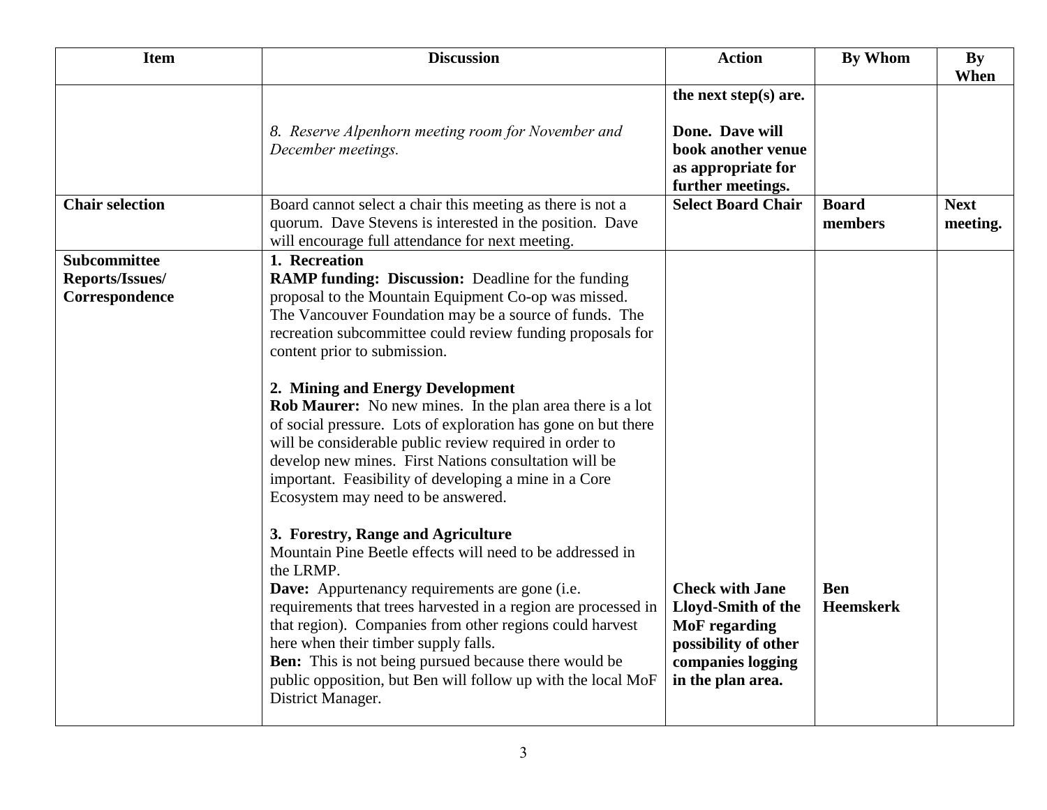| Item | Discussion | Action | By Whom | By When |
|---|---|---|---|---|
| | *8. Reserve Alpenhorn meeting room for November and December meetings.* | **the next step(s) are.**<br><br>**Done. Dave will book another venue as appropriate for further meetings.** | | |
| **Chair selection** | Board cannot select a chair this meeting as there is not a quorum. Dave Stevens is interested in the position. Dave will encourage full attendance for next meeting. | **Select Board Chair** | **Board members** | **Next meeting.** |
| **Subcommittee Reports/Issues/ Correspondence** | **1. Recreation**<br>**RAMP funding: Discussion:** Deadline for the funding proposal to the Mountain Equipment Co-op was missed. The Vancouver Foundation may be a source of funds. The recreation subcommittee could review funding proposals for content prior to submission.<br><br>**2. Mining and Energy Development**<br>**Rob Maurer:** No new mines. In the plan area there is a lot of social pressure. Lots of exploration has gone on but there will be considerable public review required in order to develop new mines. First Nations consultation will be important. Feasibility of developing a mine in a Core Ecosystem may need to be answered.<br><br>**3. Forestry, Range and Agriculture**<br>Mountain Pine Beetle effects will need to be addressed in the LRMP.<br>**Dave:** Appurtenancy requirements are gone (i.e. requirements that trees harvested in a region are processed in that region). Companies from other regions could harvest here when their timber supply falls.<br>**Ben:** This is not being pursued because there would be public opposition, but Ben will follow up with the local MoF District Manager. | **Check with Jane Lloyd-Smith of the MoF regarding possibility of other companies logging in the plan area.** | **Ben Heemskerk** | |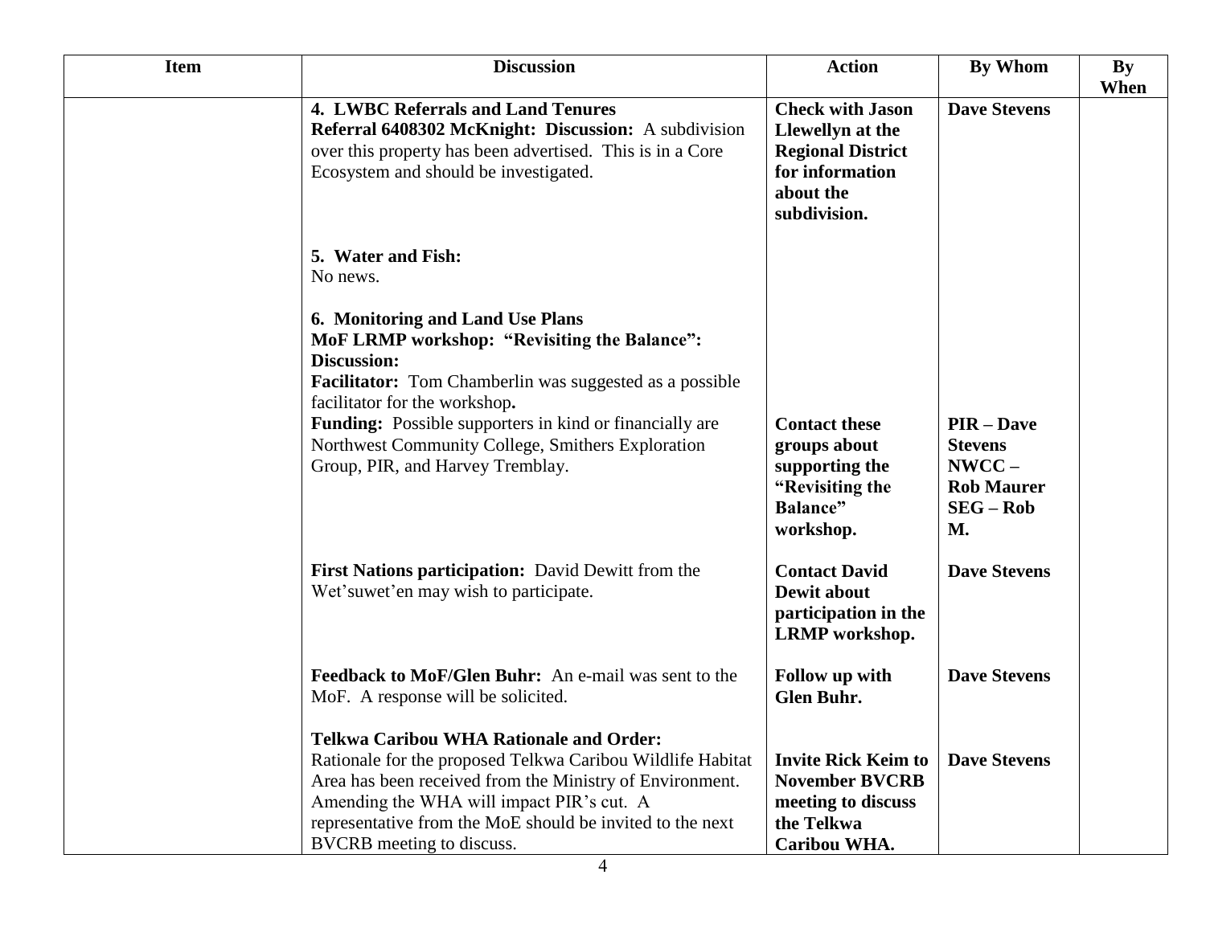| Item | Discussion | Action | By Whom | By When |
|---|---|---|---|---|
| | **4. LWBC Referrals and Land Tenures** **Referral 6408302 McKnight: Discussion:** A subdivision over this property has been advertised. This is in a Core Ecosystem and should be investigated. | **Check with Jason Llewellyn at the Regional District for information about the subdivision.** | **Dave Stevens** | |
| | **5. Water and Fish:** No news. | | | |
| | **6. Monitoring and Land Use Plans** **MoF LRMP workshop: "Revisiting the Balance": Discussion:** **Facilitator:** Tom Chamberlin was suggested as a possible facilitator for the workshop**.** | | | |
| | **Funding:** Possible supporters in kind or financially are Northwest Community College, Smithers Exploration Group, PIR, and Harvey Tremblay. | **Contact these groups about supporting the "Revisiting the Balance" workshop.** | **PIR – Dave Stevens NWCC – Rob Maurer SEG – Rob M.** | |
| | **First Nations participation:** David Dewitt from the Wet'suwet'en may wish to participate. | **Contact David Dewit about participation in the LRMP workshop.** | **Dave Stevens** | |
| | **Feedback to MoF/Glen Buhr:** An e-mail was sent to the MoF. A response will be solicited. | **Follow up with Glen Buhr.** | **Dave Stevens** | |
| | **Telkwa Caribou WHA Rationale and Order:** Rationale for the proposed Telkwa Caribou Wildlife Habitat Area has been received from the Ministry of Environment. Amending the WHA will impact PIR's cut. A representative from the MoE should be invited to the next BVCRB meeting to discuss. | **Invite Rick Keim to November BVCRB meeting to discuss the Telkwa Caribou WHA.** | **Dave Stevens** | |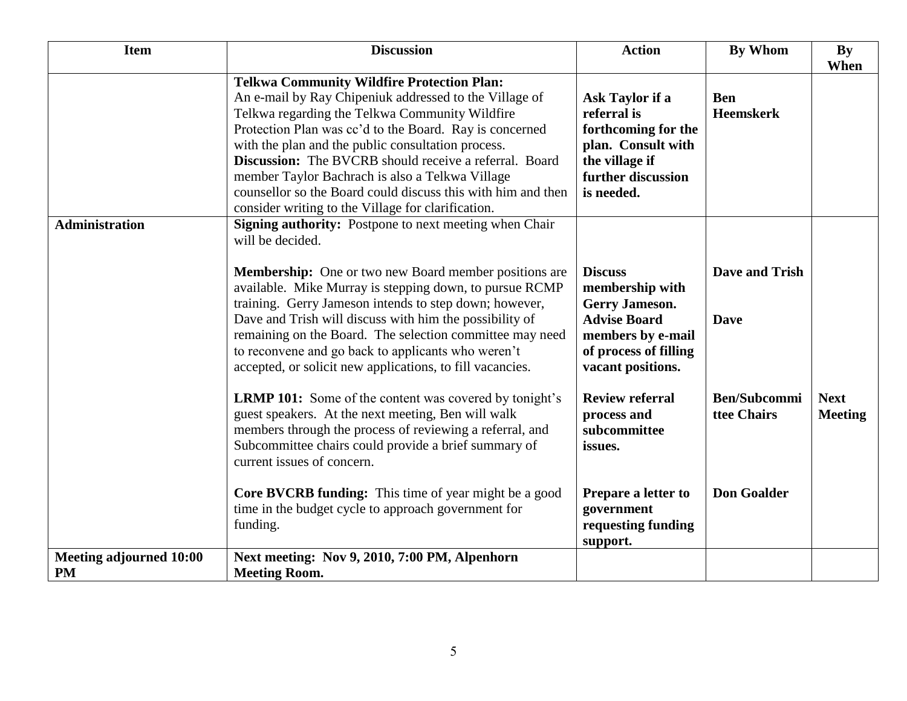| Item | Discussion | Action | By Whom | By When |
|---|---|---|---|---|
| | **Telkwa Community Wildfire Protection Plan:** An e-mail by Ray Chipeniuk addressed to the Village of Telkwa regarding the Telkwa Community Wildfire Protection Plan was cc'd to the Board. Ray is concerned with the plan and the public consultation process. **Discussion:** The BVCRB should receive a referral. Board member Taylor Bachrach is also a Telkwa Village counsellor so the Board could discuss this with him and then consider writing to the Village for clarification. | **Ask Taylor if a referral is forthcoming for the plan. Consult with the village if further discussion is needed.** | **Ben Heemskerk** | |
| **Administration** | **Signing authority:** Postpone to next meeting when Chair will be decided.<br><br>**Membership:** One or two new Board member positions are available. Mike Murray is stepping down, to pursue RCMP training. Gerry Jameson intends to step down; however, Dave and Trish will discuss with him the possibility of remaining on the Board. The selection committee may need to reconvene and go back to applicants who weren't accepted, or solicit new applications, to fill vacancies.<br><br>**LRMP 101:** Some of the content was covered by tonight's guest speakers. At the next meeting, Ben will walk members through the process of reviewing a referral, and Subcommittee chairs could provide a brief summary of current issues of concern.<br><br>**Core BVCRB funding:** This time of year might be a good time in the budget cycle to approach government for funding. | **Discuss membership with Gerry Jameson.**<br>**Advise Board members by e-mail of process of filling vacant positions.**<br><br>**Review referral process and subcommittee issues.**<br><br>**Prepare a letter to government requesting funding support.** | **Dave and Trish**<br><br>**Dave**<br><br>**Ben/Subcommittee Chairs**<br><br>**Don Goalder** | **Next Meeting** |
| **Meeting adjourned 10:00 PM** | **Next meeting: Nov 9, 2010, 7:00 PM, Alpenhorn Meeting Room.** | | | |